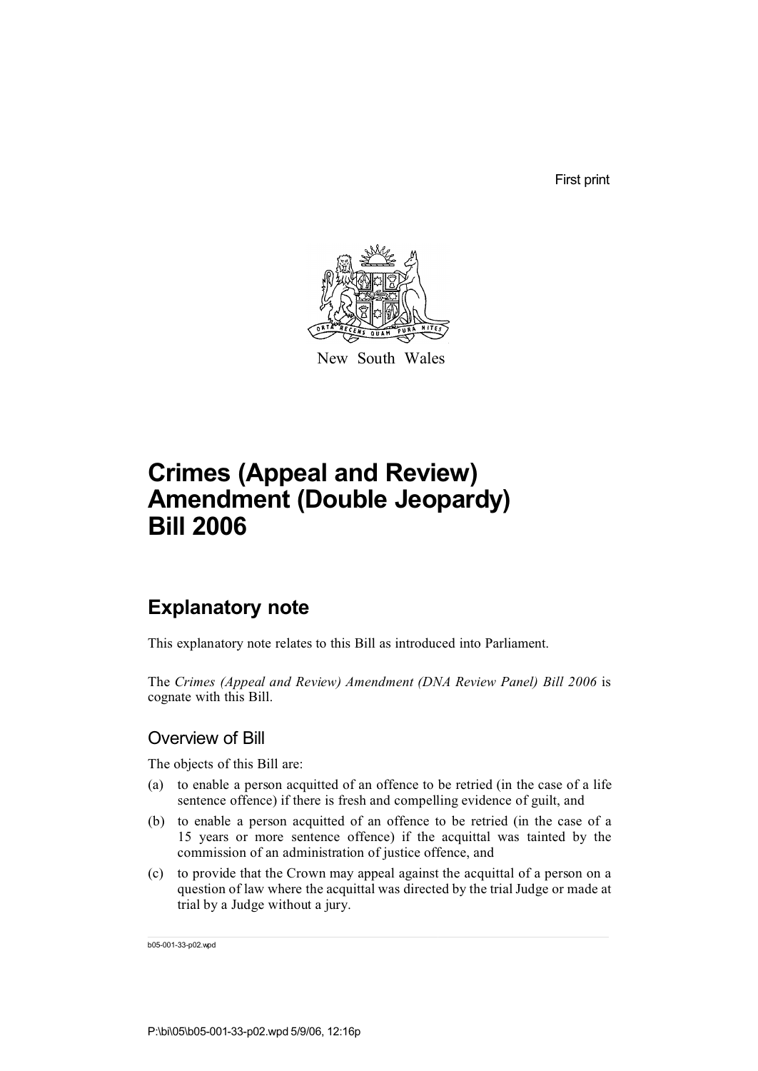First print

New South Wales

# Crimes (Appeal and Review) Amendment (Double Jeopardy) Bill 2006

## Explanatory note

This explanatory note relates to this Bill as introduced into Parliament.

The *Crimes (Appeal and Review) Amendment (DNA Review Panel) Bill 2006* is cognate with this Bill.

### Overview of Bill

The objects of this Bill are:

(a) to enable a person acquitted of an offence to be retried (in the case of a life sentence offence) if there is fresh and compelling evidence of guilt, and

(b) to enable a person acquitted of an offence to be retried (in the case of a 15 years or more sentence offence) if the acquittal was tainted by the commission of an administration of justice offence, and

(c) to provide that the Crown may appeal against the acquittal of a person on a question of law where the acquittal was directed by the trial Judge or made at trial by a Judge without a jury.

b05-001-33-p02.wpd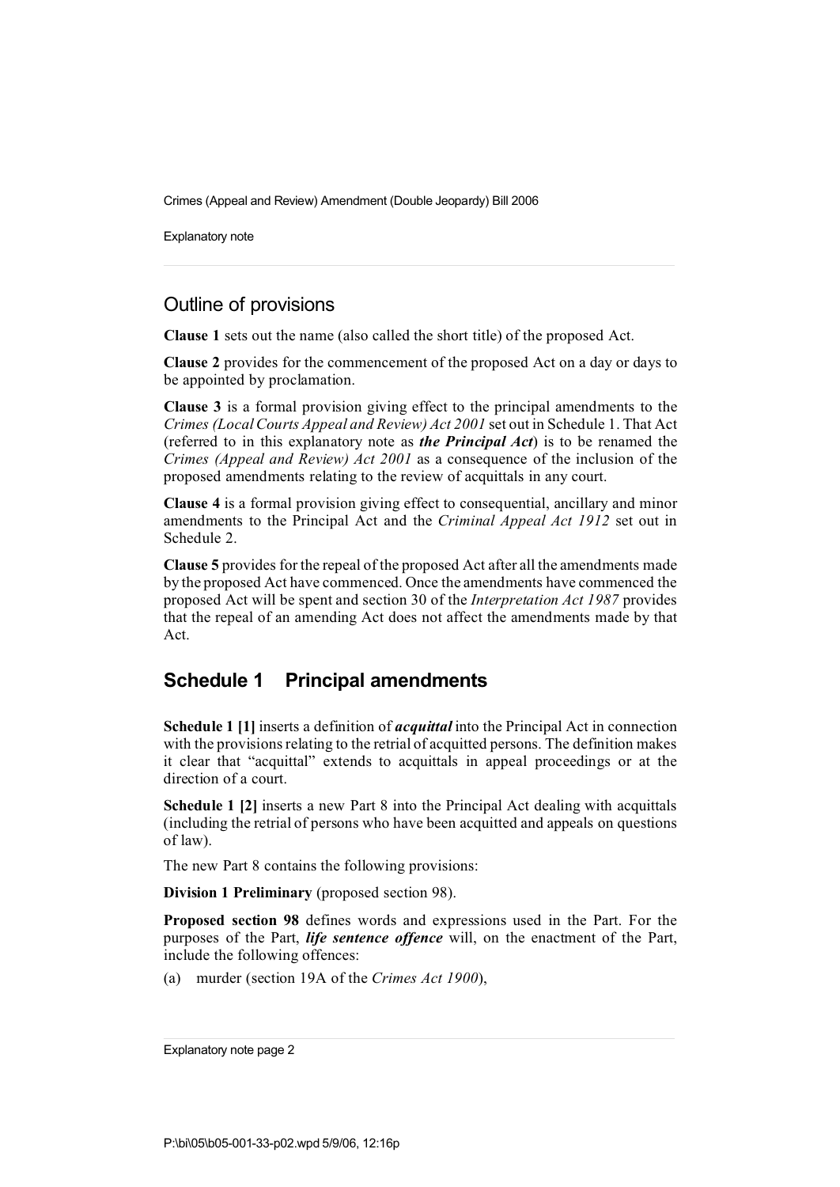## Outline of provisions

**Clause 1** sets out the name (also called the short title) of the proposed Act.

**Clause 2** provides for the commencement of the proposed Act on a day or days to be appointed by proclamation.

**Clause 3** is a formal provision giving effect to the principal amendments to the *Crimes (Local Courts Appeal and Review) Act 2001* set out in Schedule 1. That Act (referred to in this explanatory note as ***the Principal Act***) is to be renamed the *Crimes (Appeal and Review) Act 2001* as a consequence of the inclusion of the proposed amendments relating to the review of acquittals in any court.

**Clause 4** is a formal provision giving effect to consequential, ancillary and minor amendments to the Principal Act and the *Criminal Appeal Act 1912* set out in Schedule 2.

**Clause 5** provides for the repeal of the proposed Act after all the amendments made by the proposed Act have commenced. Once the amendments have commenced the proposed Act will be spent and section 30 of the *Interpretation Act 1987* provides that the repeal of an amending Act does not affect the amendments made by that Act.

## Schedule 1 Principal amendments

**Schedule 1 [1]** inserts a definition of ***acquittal*** into the Principal Act in connection with the provisions relating to the retrial of acquitted persons. The definition makes it clear that "acquittal" extends to acquittals in appeal proceedings or at the direction of a court.

**Schedule 1 [2]** inserts a new Part 8 into the Principal Act dealing with acquittals (including the retrial of persons who have been acquitted and appeals on questions of law).

The new Part 8 contains the following provisions:

**Division 1 Preliminary** (proposed section 98).

**Proposed section 98** defines words and expressions used in the Part. For the purposes of the Part, ***life sentence offence*** will, on the enactment of the Part, include the following offences:

(a) murder (section 19A of the *Crimes Act 1900*),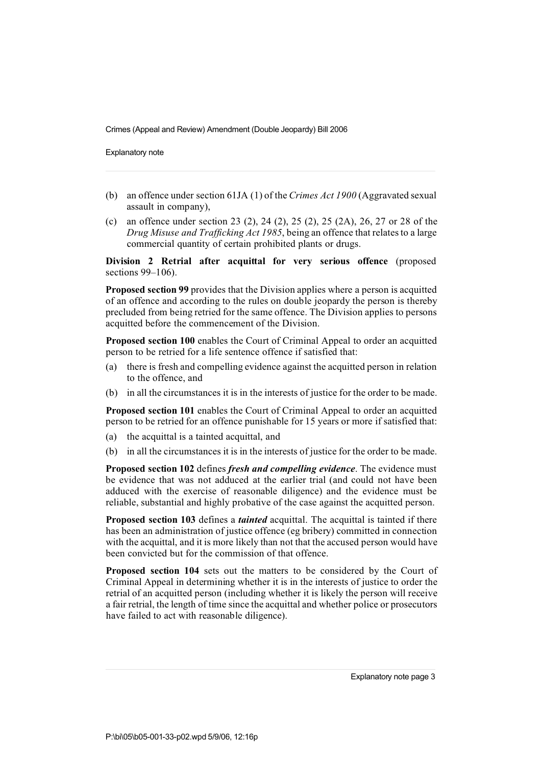(b) an offence under section 61JA (1) of the *Crimes Act 1900* (Aggravated sexual assault in company),

(c) an offence under section 23 (2), 24 (2), 25 (2), 25 (2A), 26, 27 or 28 of the *Drug Misuse and Trafficking Act 1985*, being an offence that relates to a large commercial quantity of certain prohibited plants or drugs.

**Division 2 Retrial after acquittal for very serious offence** (proposed sections 99–106).

**Proposed section 99** provides that the Division applies where a person is acquitted of an offence and according to the rules on double jeopardy the person is thereby precluded from being retried for the same offence. The Division applies to persons acquitted before the commencement of the Division.

**Proposed section 100** enables the Court of Criminal Appeal to order an acquitted person to be retried for a life sentence offence if satisfied that:

(a) there is fresh and compelling evidence against the acquitted person in relation to the offence, and

(b) in all the circumstances it is in the interests of justice for the order to be made.

**Proposed section 101** enables the Court of Criminal Appeal to order an acquitted person to be retried for an offence punishable for 15 years or more if satisfied that:

(a) the acquittal is a tainted acquittal, and

(b) in all the circumstances it is in the interests of justice for the order to be made.

**Proposed section 102** defines ***fresh and compelling evidence***. The evidence must be evidence that was not adduced at the earlier trial (and could not have been adduced with the exercise of reasonable diligence) and the evidence must be reliable, substantial and highly probative of the case against the acquitted person.

**Proposed section 103** defines a ***tainted*** acquittal. The acquittal is tainted if there has been an administration of justice offence (eg bribery) committed in connection with the acquittal, and it is more likely than not that the accused person would have been convicted but for the commission of that offence.

**Proposed section 104** sets out the matters to be considered by the Court of Criminal Appeal in determining whether it is in the interests of justice to order the retrial of an acquitted person (including whether it is likely the person will receive a fair retrial, the length of time since the acquittal and whether police or prosecutors have failed to act with reasonable diligence).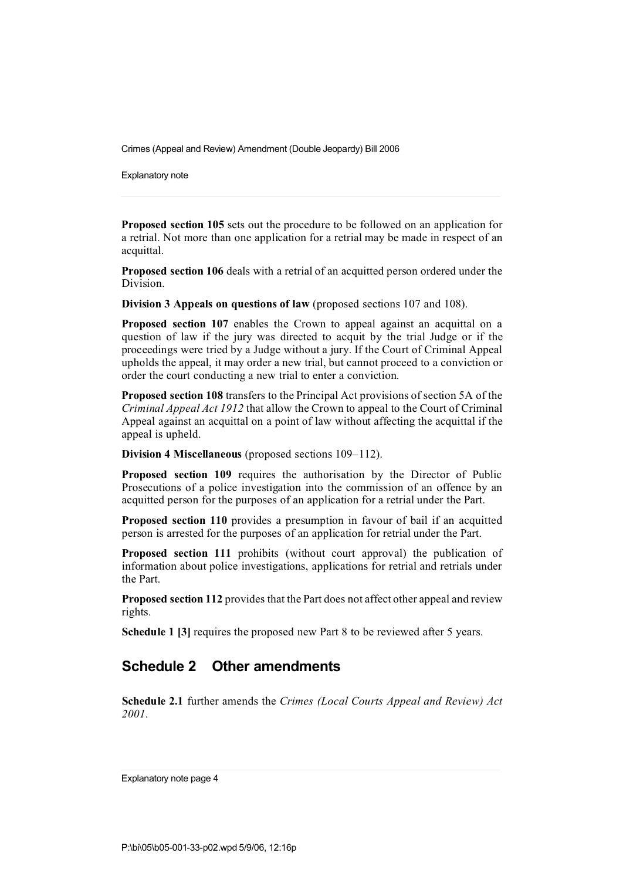**Proposed section 105** sets out the procedure to be followed on an application for a retrial. Not more than one application for a retrial may be made in respect of an acquittal.

**Proposed section 106** deals with a retrial of an acquitted person ordered under the Division.

**Division 3 Appeals on questions of law** (proposed sections 107 and 108).

**Proposed section 107** enables the Crown to appeal against an acquittal on a question of law if the jury was directed to acquit by the trial Judge or if the proceedings were tried by a Judge without a jury. If the Court of Criminal Appeal upholds the appeal, it may order a new trial, but cannot proceed to a conviction or order the court conducting a new trial to enter a conviction.

**Proposed section 108** transfers to the Principal Act provisions of section 5A of the *Criminal Appeal Act 1912* that allow the Crown to appeal to the Court of Criminal Appeal against an acquittal on a point of law without affecting the acquittal if the appeal is upheld.

**Division 4 Miscellaneous** (proposed sections 109–112).

**Proposed section 109** requires the authorisation by the Director of Public Prosecutions of a police investigation into the commission of an offence by an acquitted person for the purposes of an application for a retrial under the Part.

**Proposed section 110** provides a presumption in favour of bail if an acquitted person is arrested for the purposes of an application for retrial under the Part.

**Proposed section 111** prohibits (without court approval) the publication of information about police investigations, applications for retrial and retrials under the Part.

**Proposed section 112** provides that the Part does not affect other appeal and review rights.

**Schedule 1 [3]** requires the proposed new Part 8 to be reviewed after 5 years.

## Schedule 2 Other amendments

**Schedule 2.1** further amends the *Crimes (Local Courts Appeal and Review) Act 2001*.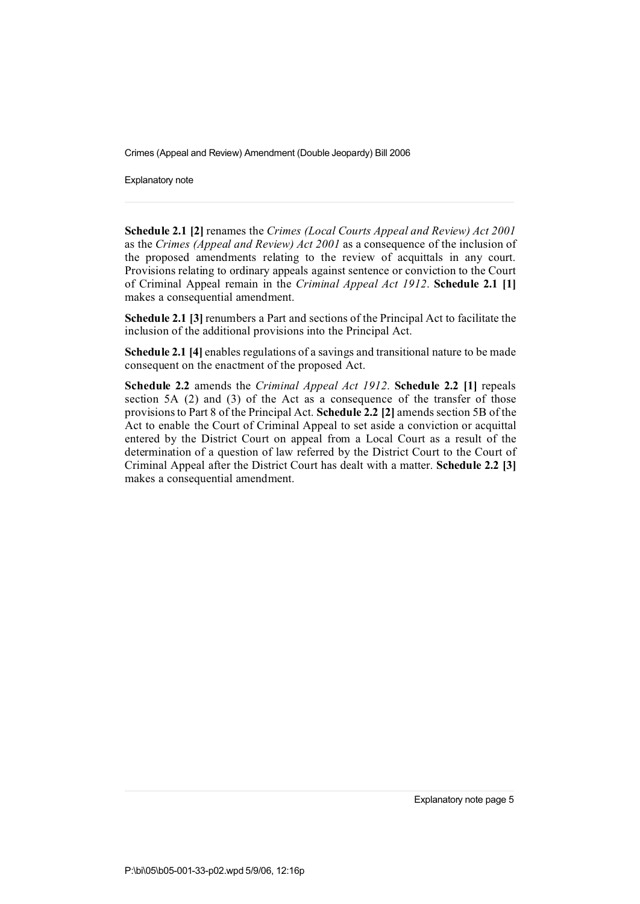**Schedule 2.1 [2]** renames the *Crimes (Local Courts Appeal and Review) Act 2001* as the *Crimes (Appeal and Review) Act 2001* as a consequence of the inclusion of the proposed amendments relating to the review of acquittals in any court. Provisions relating to ordinary appeals against sentence or conviction to the Court of Criminal Appeal remain in the *Criminal Appeal Act 1912*. **Schedule 2.1 [1]** makes a consequential amendment.

**Schedule 2.1 [3]** renumbers a Part and sections of the Principal Act to facilitate the inclusion of the additional provisions into the Principal Act.

**Schedule 2.1 [4]** enables regulations of a savings and transitional nature to be made consequent on the enactment of the proposed Act.

**Schedule 2.2** amends the *Criminal Appeal Act 1912*. **Schedule 2.2 [1]** repeals section 5A (2) and (3) of the Act as a consequence of the transfer of those provisions to Part 8 of the Principal Act. **Schedule 2.2 [2]** amends section 5B of the Act to enable the Court of Criminal Appeal to set aside a conviction or acquittal entered by the District Court on appeal from a Local Court as a result of the determination of a question of law referred by the District Court to the Court of Criminal Appeal after the District Court has dealt with a matter. **Schedule 2.2 [3]** makes a consequential amendment.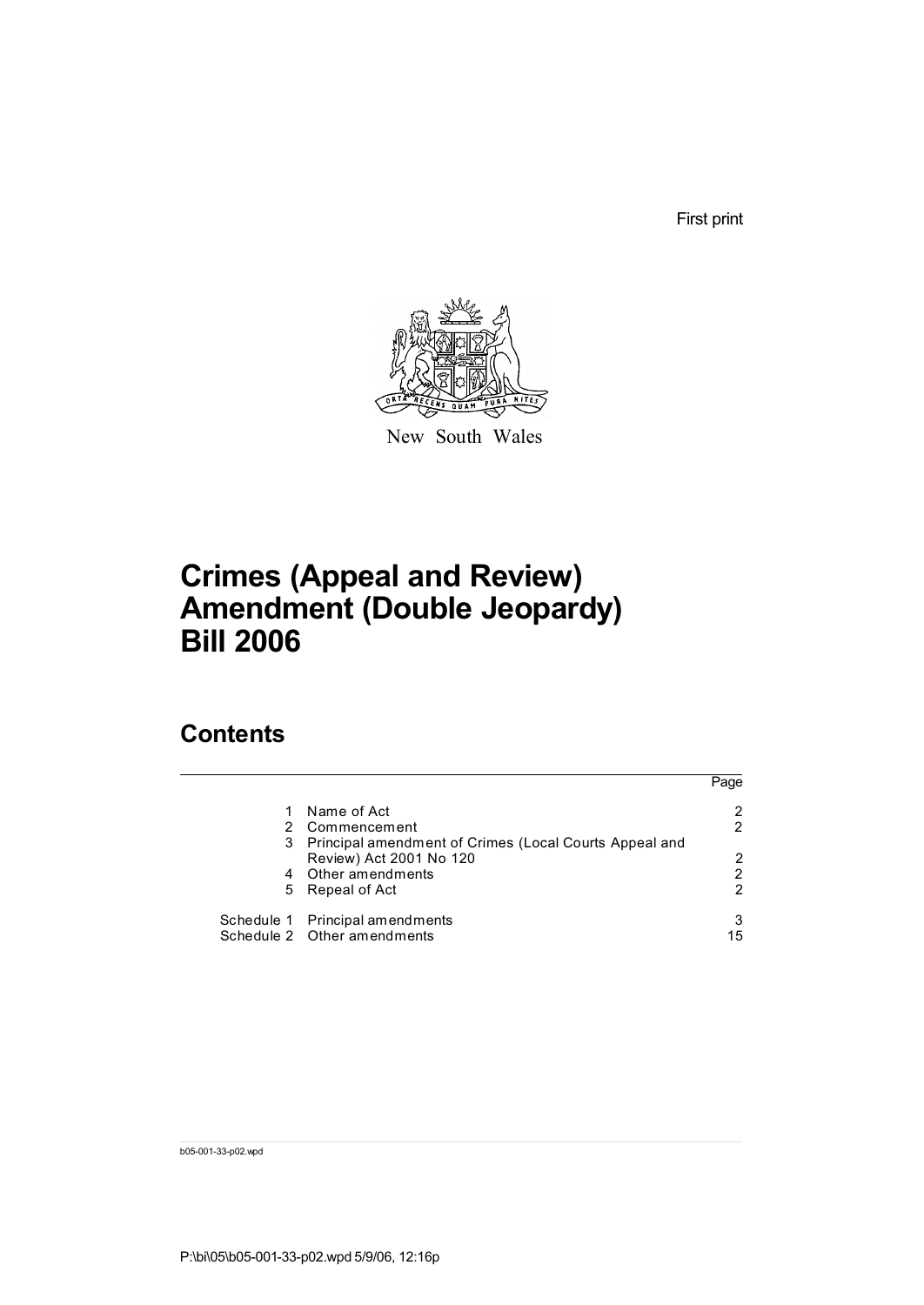First print

New South Wales

# Crimes (Appeal and Review) Amendment (Double Jeopardy) Bill 2006

## Contents

| | | Page |
|---|---|---|
| 1 | Name of Act | 2 |
| 2 | Commencement | 2 |
| 3 | Principal amendment of Crimes (Local Courts Appeal and Review) Act 2001 No 120 | 2 |
| 4 | Other amendments | 2 |
| 5 | Repeal of Act | 2 |
| Schedule 1 | Principal amendments | 3 |
| Schedule 2 | Other amendments | 15 |

b05-001-33-p02.wpd

P:\bi\05\b05-001-33-p02.wpd 5/9/06, 12:16p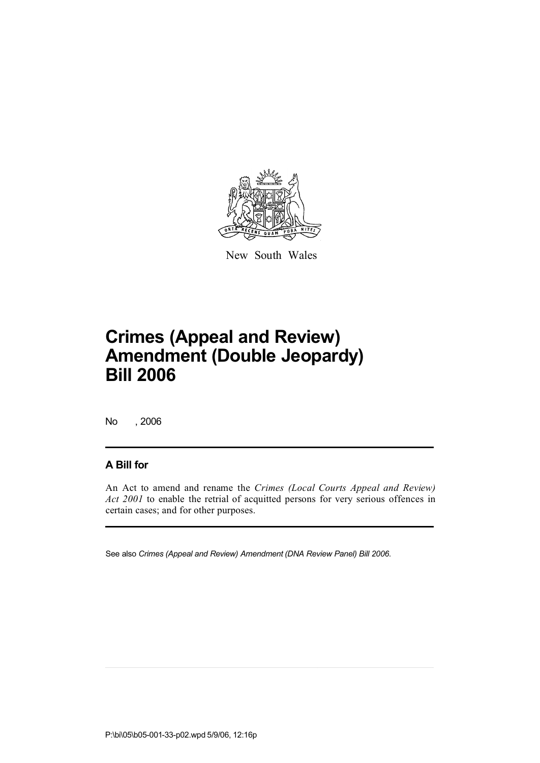New South Wales

# Crimes (Appeal and Review) Amendment (Double Jeopardy) Bill 2006

No , 2006

## A Bill for

An Act to amend and rename the *Crimes (Local Courts Appeal and Review) Act 2001* to enable the retrial of acquitted persons for very serious offences in certain cases; and for other purposes.

See also *Crimes (Appeal and Review) Amendment (DNA Review Panel) Bill 2006*.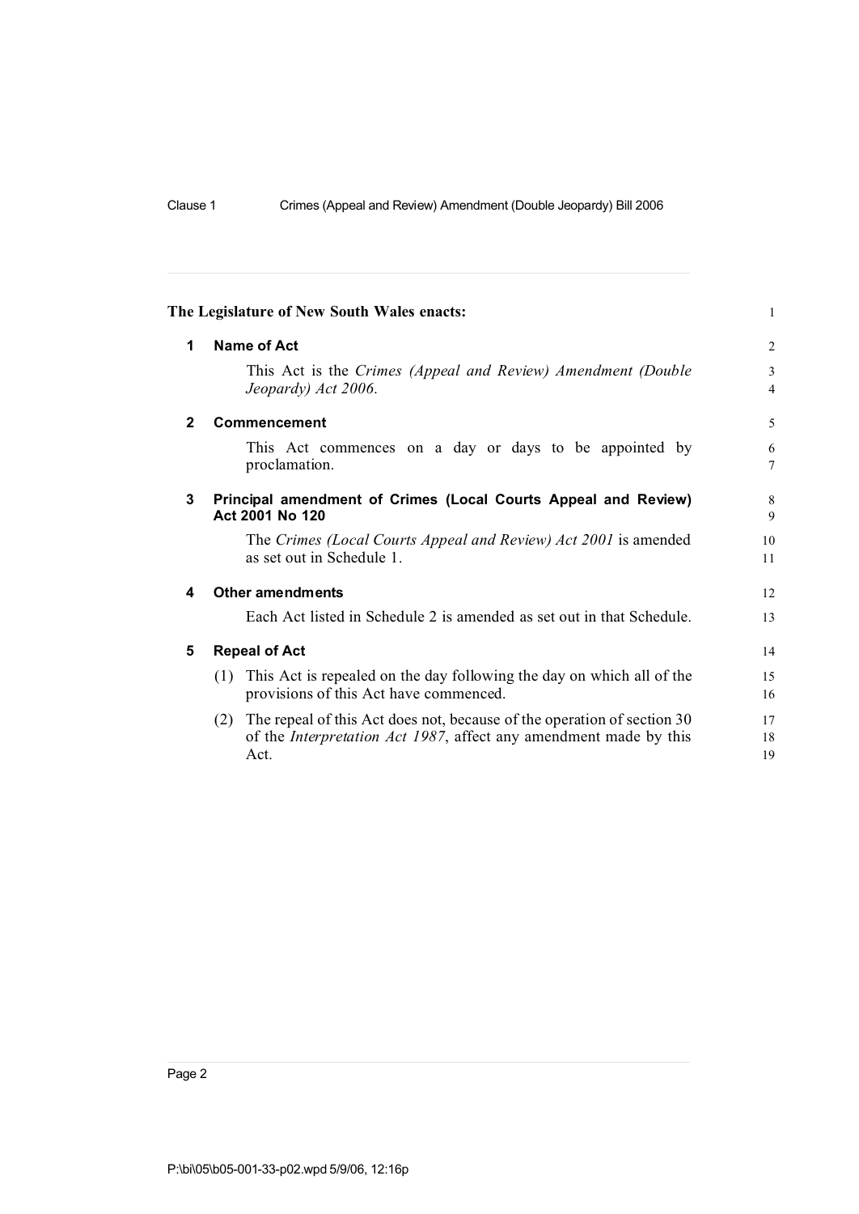The Legislature of New South Wales enacts:

## 1 Name of Act

This Act is the *Crimes (Appeal and Review) Amendment (Double Jeopardy) Act 2006*.

## 2 Commencement

This Act commences on a day or days to be appointed by proclamation.

## 3 Principal amendment of Crimes (Local Courts Appeal and Review) Act 2001 No 120

The *Crimes (Local Courts Appeal and Review) Act 2001* is amended as set out in Schedule 1.

## 4 Other amendments

Each Act listed in Schedule 2 is amended as set out in that Schedule.

## 5 Repeal of Act

(1) This Act is repealed on the day following the day on which all of the provisions of this Act have commenced.

(2) The repeal of this Act does not, because of the operation of section 30 of the *Interpretation Act 1987*, affect any amendment made by this Act.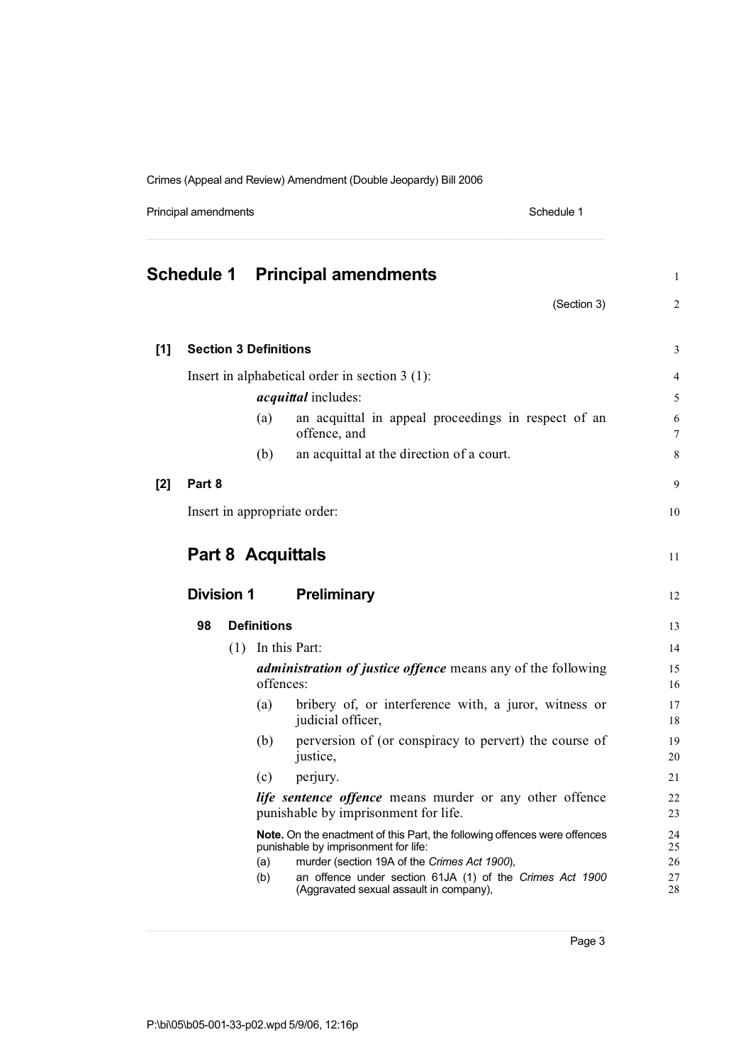# Schedule 1 Principal amendments

(Section 3)

**[1] Section 3 Definitions**

Insert in alphabetical order in section 3 (1):

***acquittal*** includes:

(a) an acquittal in appeal proceedings in respect of an offence, and

(b) an acquittal at the direction of a court.

**[2] Part 8**

Insert in appropriate order:

## Part 8 Acquittals

### Division 1 Preliminary

**98 Definitions**

(1) In this Part:

***administration of justice offence*** means any of the following offences:

(a) bribery of, or interference with, a juror, witness or judicial officer,

(b) perversion of (or conspiracy to pervert) the course of justice,

(c) perjury.

***life sentence offence*** means murder or any other offence punishable by imprisonment for life.

**Note.** On the enactment of this Part, the following offences were offences punishable by imprisonment for life:

(a) murder (section 19A of the *Crimes Act 1900*),

(b) an offence under section 61JA (1) of the *Crimes Act 1900* (Aggravated sexual assault in company),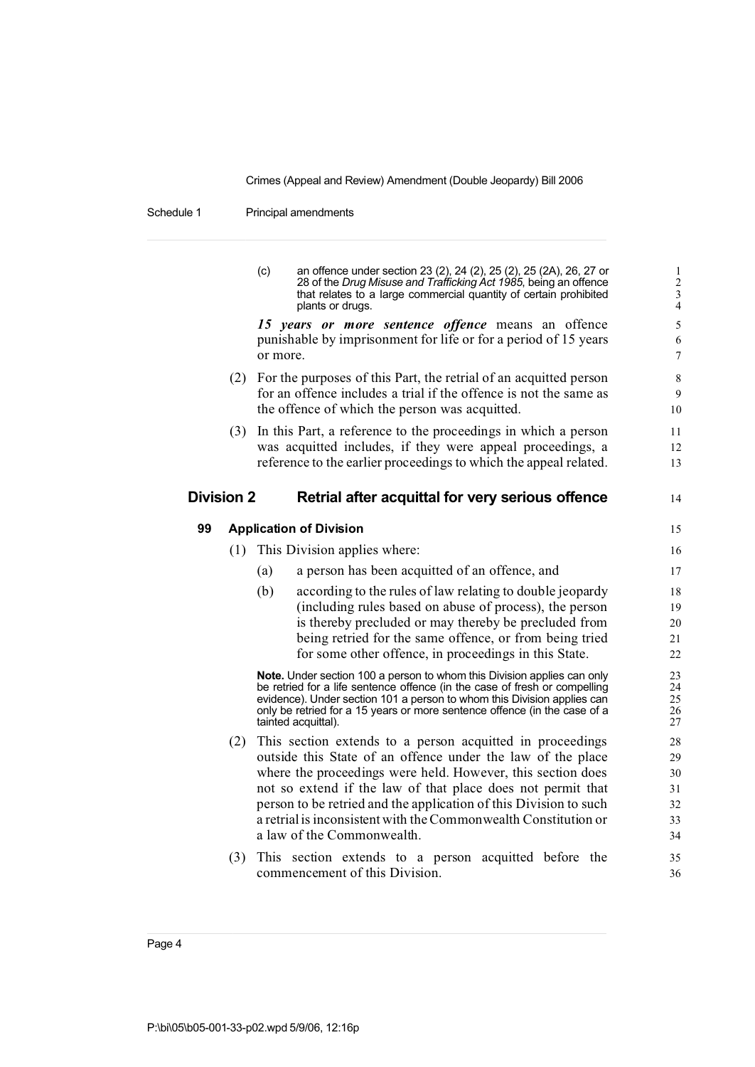(c) an offence under section 23 (2), 24 (2), 25 (2), 25 (2A), 26, 27 or 28 of the *Drug Misuse and Trafficking Act 1985*, being an offence that relates to a large commercial quantity of certain prohibited plants or drugs.

***15 years or more sentence offence*** means an offence punishable by imprisonment for life or for a period of 15 years or more.

(2) For the purposes of this Part, the retrial of an acquitted person for an offence includes a trial if the offence is not the same as the offence of which the person was acquitted.

(3) In this Part, a reference to the proceedings in which a person was acquitted includes, if they were appeal proceedings, a reference to the earlier proceedings to which the appeal related.

## Division 2 Retrial after acquittal for very serious offence

### 99 Application of Division

(1) This Division applies where:

(a) a person has been acquitted of an offence, and

(b) according to the rules of law relating to double jeopardy (including rules based on abuse of process), the person is thereby precluded or may thereby be precluded from being retried for the same offence, or from being tried for some other offence, in proceedings in this State.

**Note.** Under section 100 a person to whom this Division applies can only be retried for a life sentence offence (in the case of fresh or compelling evidence). Under section 101 a person to whom this Division applies can only be retried for a 15 years or more sentence offence (in the case of a tainted acquittal).

(2) This section extends to a person acquitted in proceedings outside this State of an offence under the law of the place where the proceedings were held. However, this section does not so extend if the law of that place does not permit that person to be retried and the application of this Division to such a retrial is inconsistent with the Commonwealth Constitution or a law of the Commonwealth.

(3) This section extends to a person acquitted before the commencement of this Division.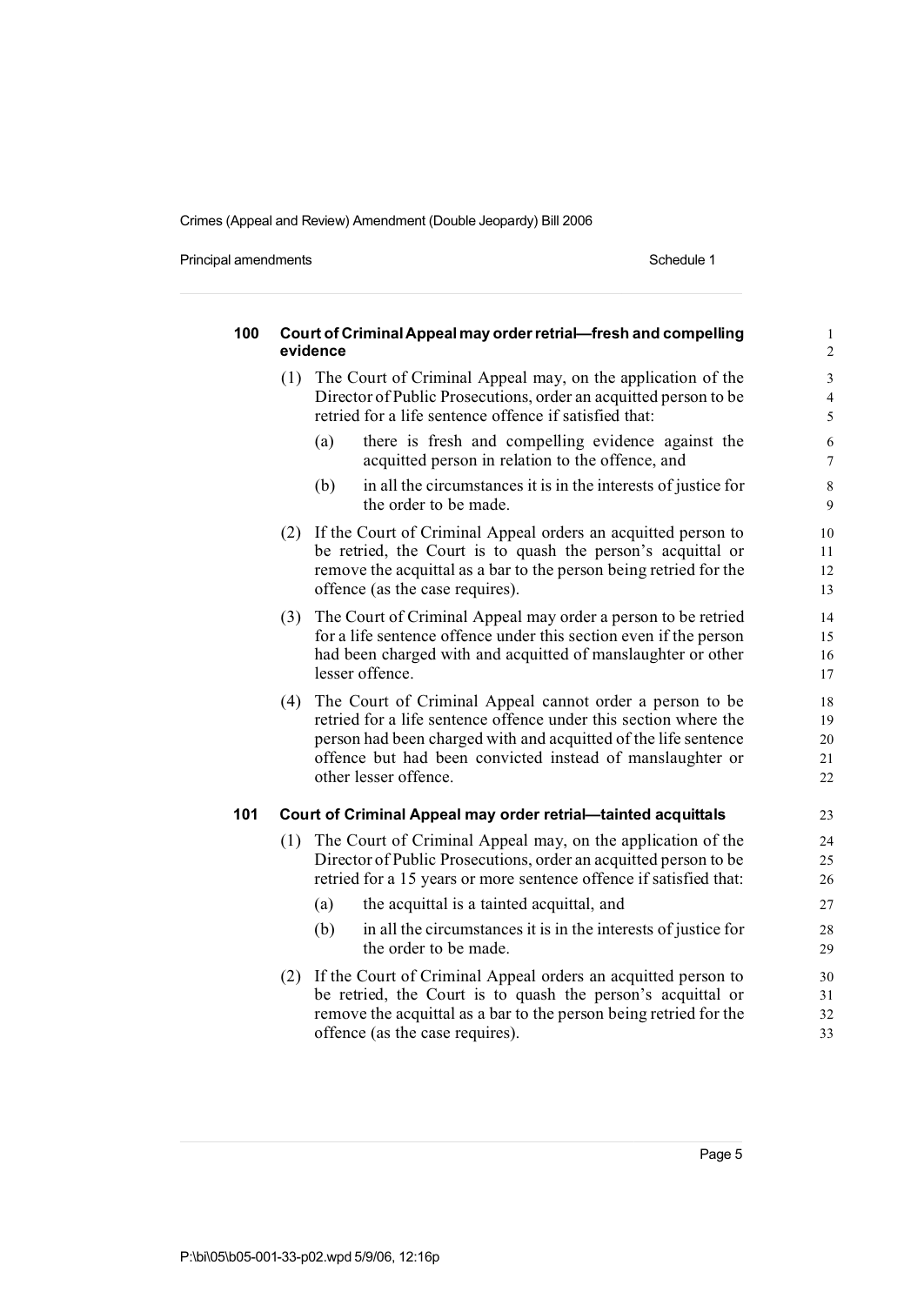**100 Court of Criminal Appeal may order retrial—fresh and compelling evidence**

(1) The Court of Criminal Appeal may, on the application of the Director of Public Prosecutions, order an acquitted person to be retried for a life sentence offence if satisfied that:

(a) there is fresh and compelling evidence against the acquitted person in relation to the offence, and

(b) in all the circumstances it is in the interests of justice for the order to be made.

(2) If the Court of Criminal Appeal orders an acquitted person to be retried, the Court is to quash the person's acquittal or remove the acquittal as a bar to the person being retried for the offence (as the case requires).

(3) The Court of Criminal Appeal may order a person to be retried for a life sentence offence under this section even if the person had been charged with and acquitted of manslaughter or other lesser offence.

(4) The Court of Criminal Appeal cannot order a person to be retried for a life sentence offence under this section where the person had been charged with and acquitted of the life sentence offence but had been convicted instead of manslaughter or other lesser offence.

**101 Court of Criminal Appeal may order retrial—tainted acquittals**

(1) The Court of Criminal Appeal may, on the application of the Director of Public Prosecutions, order an acquitted person to be retried for a 15 years or more sentence offence if satisfied that:

(a) the acquittal is a tainted acquittal, and

(b) in all the circumstances it is in the interests of justice for the order to be made.

(2) If the Court of Criminal Appeal orders an acquitted person to be retried, the Court is to quash the person's acquittal or remove the acquittal as a bar to the person being retried for the offence (as the case requires).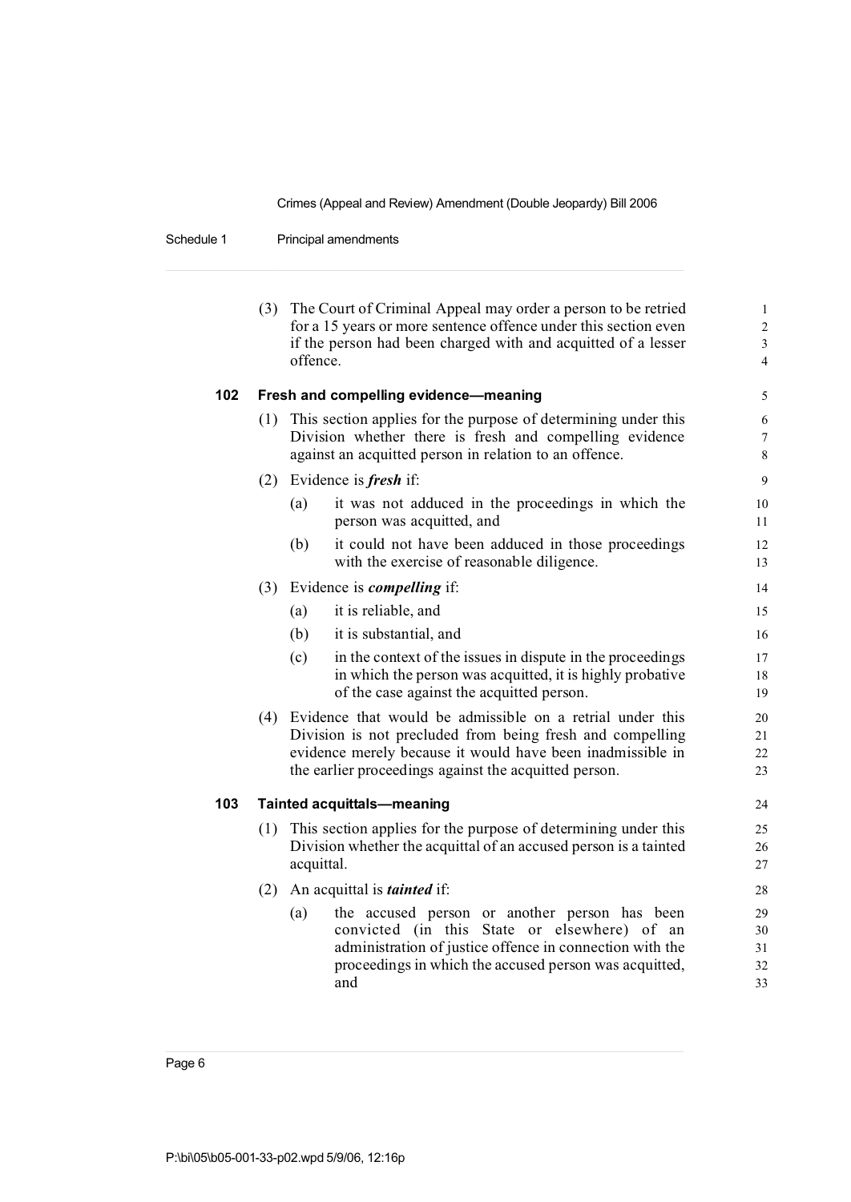(3) The Court of Criminal Appeal may order a person to be retried for a 15 years or more sentence offence under this section even if the person had been charged with and acquitted of a lesser offence.

### 102 Fresh and compelling evidence—meaning

(1) This section applies for the purpose of determining under this Division whether there is fresh and compelling evidence against an acquitted person in relation to an offence.

(2) Evidence is ***fresh*** if:

(a) it was not adduced in the proceedings in which the person was acquitted, and

(b) it could not have been adduced in those proceedings with the exercise of reasonable diligence.

(3) Evidence is ***compelling*** if:

(a) it is reliable, and

(b) it is substantial, and

(c) in the context of the issues in dispute in the proceedings in which the person was acquitted, it is highly probative of the case against the acquitted person.

(4) Evidence that would be admissible on a retrial under this Division is not precluded from being fresh and compelling evidence merely because it would have been inadmissible in the earlier proceedings against the acquitted person.

### 103 Tainted acquittals—meaning

(1) This section applies for the purpose of determining under this Division whether the acquittal of an accused person is a tainted acquittal.

(2) An acquittal is ***tainted*** if:

(a) the accused person or another person has been convicted (in this State or elsewhere) of an administration of justice offence in connection with the proceedings in which the accused person was acquitted, and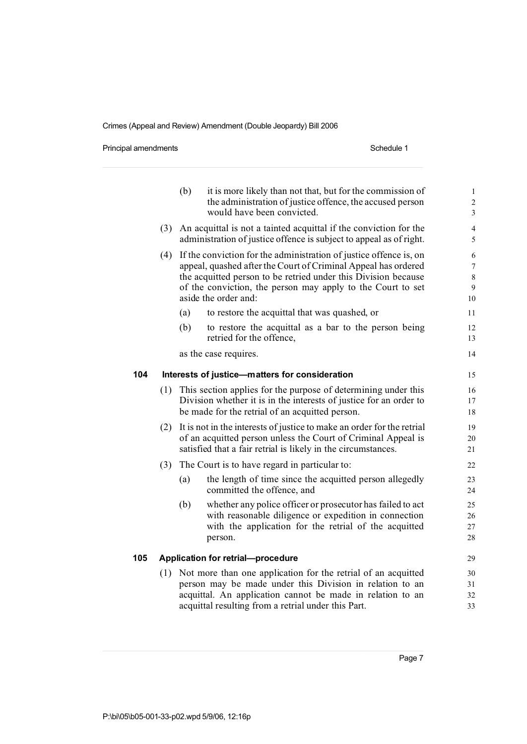(b) it is more likely than not that, but for the commission of the administration of justice offence, the accused person would have been convicted.

(3) An acquittal is not a tainted acquittal if the conviction for the administration of justice offence is subject to appeal as of right.

(4) If the conviction for the administration of justice offence is, on appeal, quashed after the Court of Criminal Appeal has ordered the acquitted person to be retried under this Division because of the conviction, the person may apply to the Court to set aside the order and:

(a) to restore the acquittal that was quashed, or

(b) to restore the acquittal as a bar to the person being retried for the offence,

as the case requires.

### 104 Interests of justice—matters for consideration

(1) This section applies for the purpose of determining under this Division whether it is in the interests of justice for an order to be made for the retrial of an acquitted person.

(2) It is not in the interests of justice to make an order for the retrial of an acquitted person unless the Court of Criminal Appeal is satisfied that a fair retrial is likely in the circumstances.

(3) The Court is to have regard in particular to:

(a) the length of time since the acquitted person allegedly committed the offence, and

(b) whether any police officer or prosecutor has failed to act with reasonable diligence or expedition in connection with the application for the retrial of the acquitted person.

### 105 Application for retrial—procedure

(1) Not more than one application for the retrial of an acquitted person may be made under this Division in relation to an acquittal. An application cannot be made in relation to an acquittal resulting from a retrial under this Part.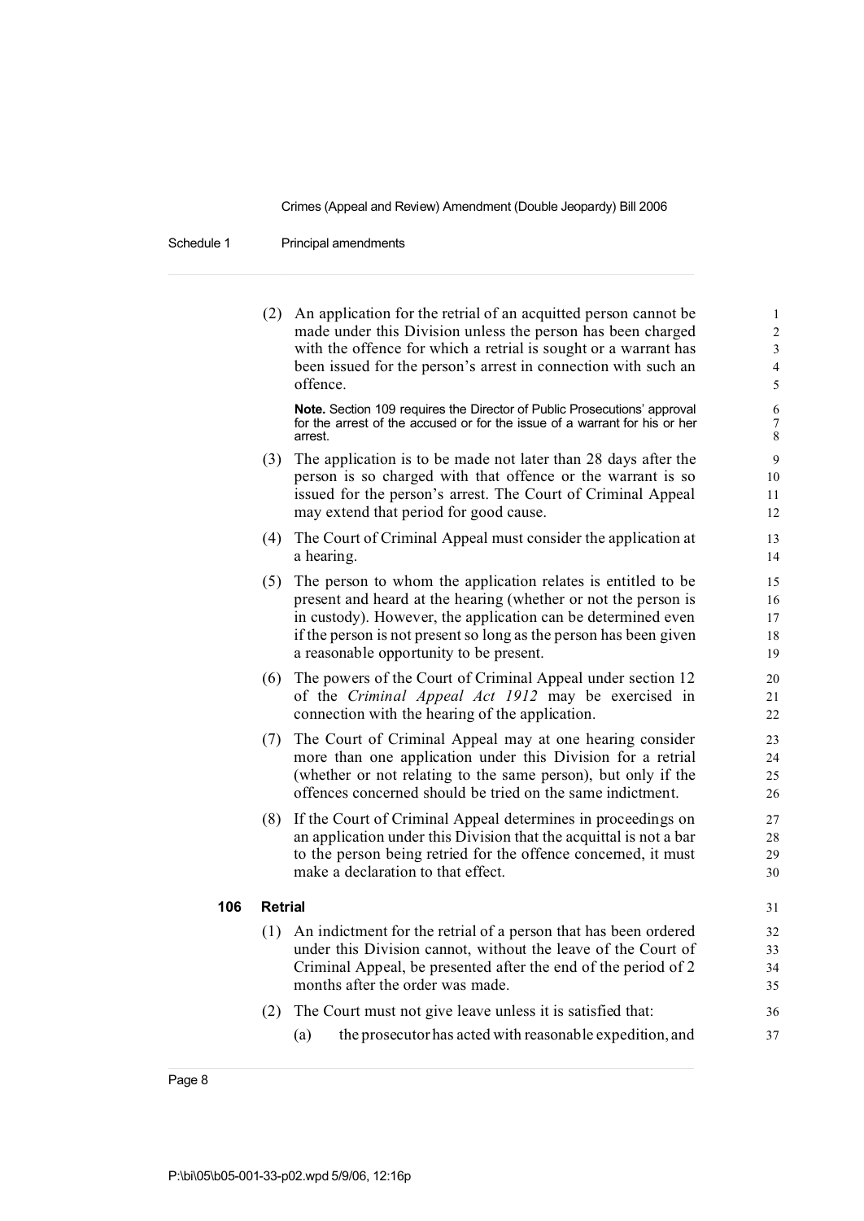(2) An application for the retrial of an acquitted person cannot be made under this Division unless the person has been charged with the offence for which a retrial is sought or a warrant has been issued for the person's arrest in connection with such an offence.

**Note.** Section 109 requires the Director of Public Prosecutions' approval for the arrest of the accused or for the issue of a warrant for his or her arrest.

(3) The application is to be made not later than 28 days after the person is so charged with that offence or the warrant is so issued for the person's arrest. The Court of Criminal Appeal may extend that period for good cause.

(4) The Court of Criminal Appeal must consider the application at a hearing.

(5) The person to whom the application relates is entitled to be present and heard at the hearing (whether or not the person is in custody). However, the application can be determined even if the person is not present so long as the person has been given a reasonable opportunity to be present.

(6) The powers of the Court of Criminal Appeal under section 12 of the *Criminal Appeal Act 1912* may be exercised in connection with the hearing of the application.

(7) The Court of Criminal Appeal may at one hearing consider more than one application under this Division for a retrial (whether or not relating to the same person), but only if the offences concerned should be tried on the same indictment.

(8) If the Court of Criminal Appeal determines in proceedings on an application under this Division that the acquittal is not a bar to the person being retried for the offence concerned, it must make a declaration to that effect.

### 106 Retrial

(1) An indictment for the retrial of a person that has been ordered under this Division cannot, without the leave of the Court of Criminal Appeal, be presented after the end of the period of 2 months after the order was made.

(2) The Court must not give leave unless it is satisfied that:

(a) the prosecutor has acted with reasonable expedition, and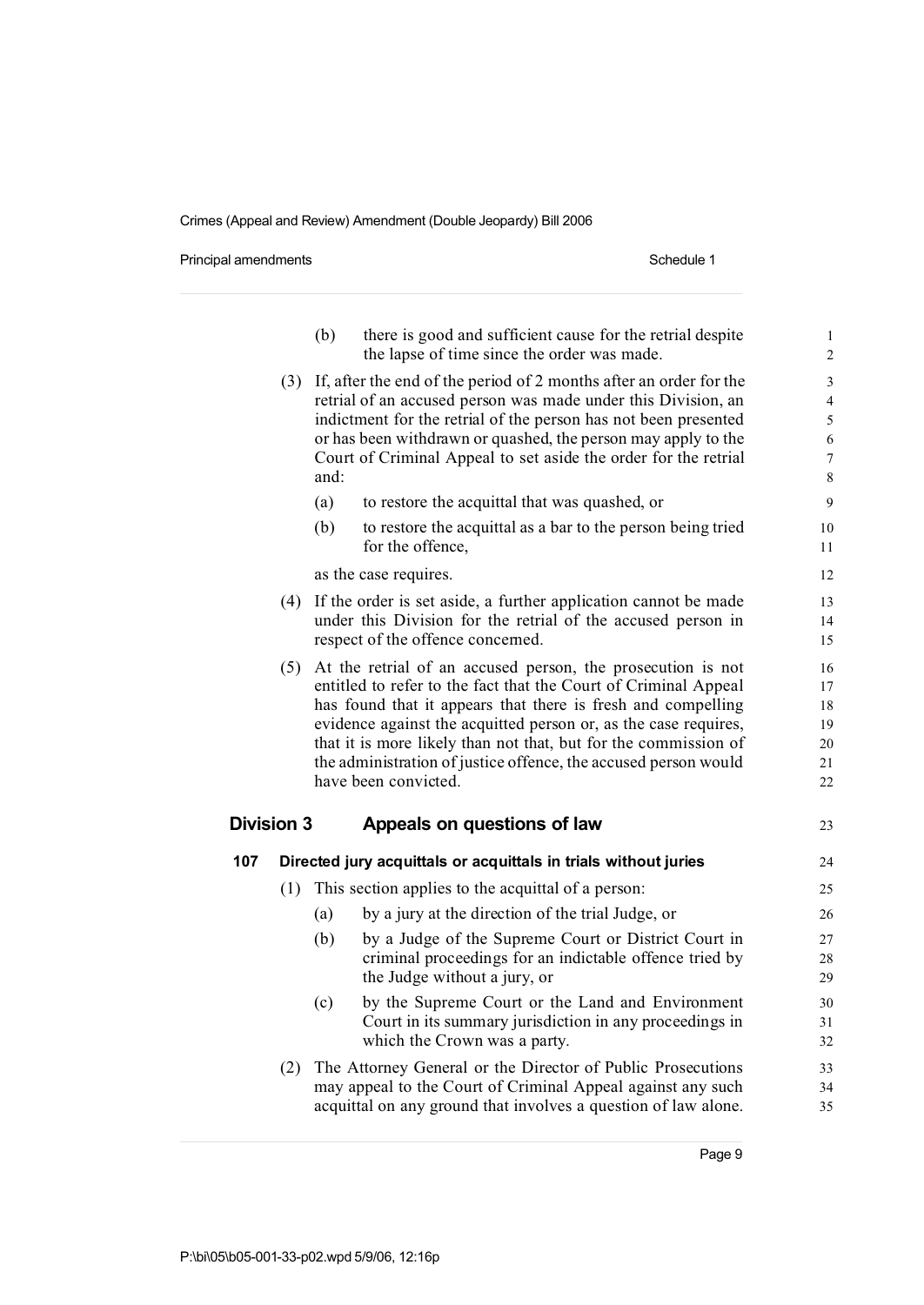(b) there is good and sufficient cause for the retrial despite the lapse of time since the order was made.

(3) If, after the end of the period of 2 months after an order for the retrial of an accused person was made under this Division, an indictment for the retrial of the person has not been presented or has been withdrawn or quashed, the person may apply to the Court of Criminal Appeal to set aside the order for the retrial and:

(a) to restore the acquittal that was quashed, or

(b) to restore the acquittal as a bar to the person being tried for the offence,

as the case requires.

(4) If the order is set aside, a further application cannot be made under this Division for the retrial of the accused person in respect of the offence concerned.

(5) At the retrial of an accused person, the prosecution is not entitled to refer to the fact that the Court of Criminal Appeal has found that it appears that there is fresh and compelling evidence against the acquitted person or, as the case requires, that it is more likely than not that, but for the commission of the administration of justice offence, the accused person would have been convicted.

## Division 3 Appeals on questions of law

### 107 Directed jury acquittals or acquittals in trials without juries

(1) This section applies to the acquittal of a person:

(a) by a jury at the direction of the trial Judge, or

(b) by a Judge of the Supreme Court or District Court in criminal proceedings for an indictable offence tried by the Judge without a jury, or

(c) by the Supreme Court or the Land and Environment Court in its summary jurisdiction in any proceedings in which the Crown was a party.

(2) The Attorney General or the Director of Public Prosecutions may appeal to the Court of Criminal Appeal against any such acquittal on any ground that involves a question of law alone.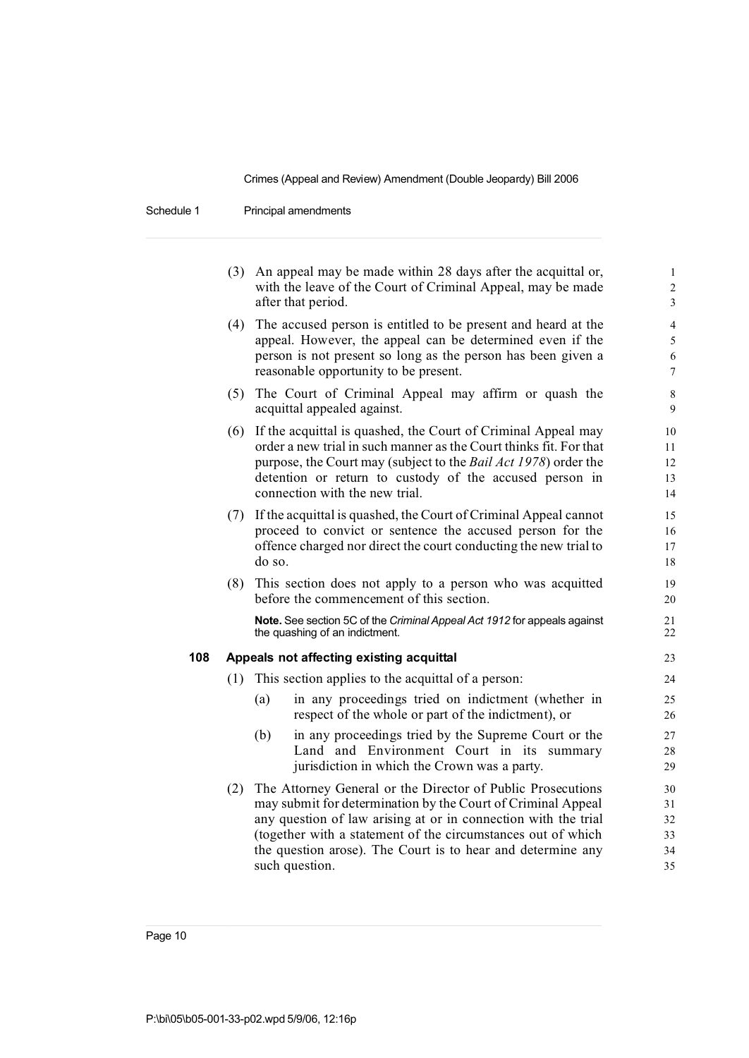(3) An appeal may be made within 28 days after the acquittal or, with the leave of the Court of Criminal Appeal, may be made after that period.

(4) The accused person is entitled to be present and heard at the appeal. However, the appeal can be determined even if the person is not present so long as the person has been given a reasonable opportunity to be present.

(5) The Court of Criminal Appeal may affirm or quash the acquittal appealed against.

(6) If the acquittal is quashed, the Court of Criminal Appeal may order a new trial in such manner as the Court thinks fit. For that purpose, the Court may (subject to the *Bail Act 1978*) order the detention or return to custody of the accused person in connection with the new trial.

(7) If the acquittal is quashed, the Court of Criminal Appeal cannot proceed to convict or sentence the accused person for the offence charged nor direct the court conducting the new trial to do so.

(8) This section does not apply to a person who was acquitted before the commencement of this section.

**Note.** See section 5C of the *Criminal Appeal Act 1912* for appeals against the quashing of an indictment.

### 108 Appeals not affecting existing acquittal

(1) This section applies to the acquittal of a person:

- (a) in any proceedings tried on indictment (whether in respect of the whole or part of the indictment), or
- (b) in any proceedings tried by the Supreme Court or the Land and Environment Court in its summary jurisdiction in which the Crown was a party.

(2) The Attorney General or the Director of Public Prosecutions may submit for determination by the Court of Criminal Appeal any question of law arising at or in connection with the trial (together with a statement of the circumstances out of which the question arose). The Court is to hear and determine any such question.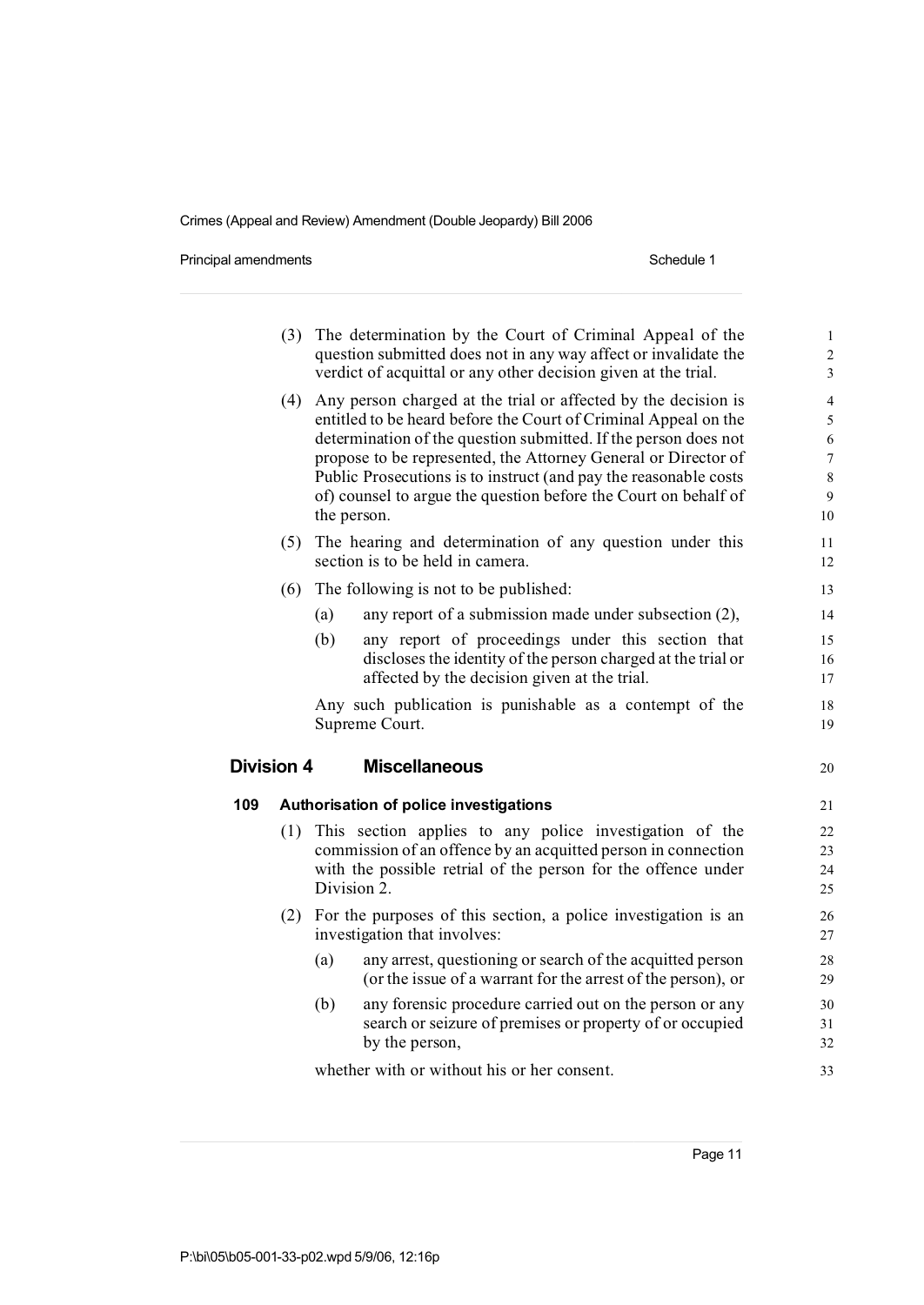(3) The determination by the Court of Criminal Appeal of the question submitted does not in any way affect or invalidate the verdict of acquittal or any other decision given at the trial.

(4) Any person charged at the trial or affected by the decision is entitled to be heard before the Court of Criminal Appeal on the determination of the question submitted. If the person does not propose to be represented, the Attorney General or Director of Public Prosecutions is to instruct (and pay the reasonable costs of) counsel to argue the question before the Court on behalf of the person.

(5) The hearing and determination of any question under this section is to be held in camera.

(6) The following is not to be published:

- (a) any report of a submission made under subsection (2),
- (b) any report of proceedings under this section that discloses the identity of the person charged at the trial or affected by the decision given at the trial.

Any such publication is punishable as a contempt of the Supreme Court.

## Division 4 Miscellaneous

### 109 Authorisation of police investigations

(1) This section applies to any police investigation of the commission of an offence by an acquitted person in connection with the possible retrial of the person for the offence under Division 2.

(2) For the purposes of this section, a police investigation is an investigation that involves:

- (a) any arrest, questioning or search of the acquitted person (or the issue of a warrant for the arrest of the person), or
- (b) any forensic procedure carried out on the person or any search or seizure of premises or property of or occupied by the person,

whether with or without his or her consent.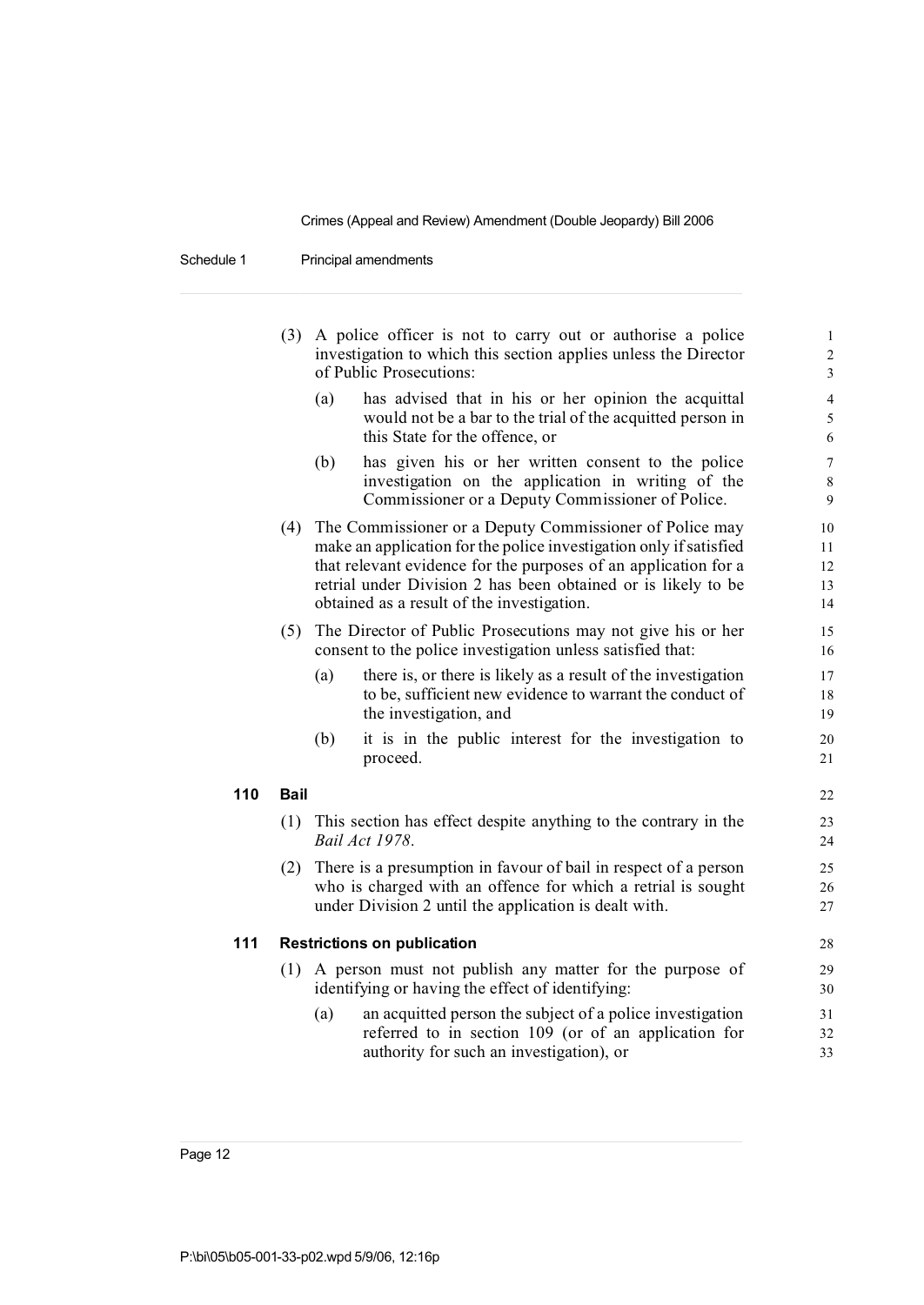(3) A police officer is not to carry out or authorise a police investigation to which this section applies unless the Director of Public Prosecutions:

(a) has advised that in his or her opinion the acquittal would not be a bar to the trial of the acquitted person in this State for the offence, or

(b) has given his or her written consent to the police investigation on the application in writing of the Commissioner or a Deputy Commissioner of Police.

(4) The Commissioner or a Deputy Commissioner of Police may make an application for the police investigation only if satisfied that relevant evidence for the purposes of an application for a retrial under Division 2 has been obtained or is likely to be obtained as a result of the investigation.

(5) The Director of Public Prosecutions may not give his or her consent to the police investigation unless satisfied that:

(a) there is, or there is likely as a result of the investigation to be, sufficient new evidence to warrant the conduct of the investigation, and

(b) it is in the public interest for the investigation to proceed.

### 110 Bail

(1) This section has effect despite anything to the contrary in the *Bail Act 1978*.

(2) There is a presumption in favour of bail in respect of a person who is charged with an offence for which a retrial is sought under Division 2 until the application is dealt with.

### 111 Restrictions on publication

(1) A person must not publish any matter for the purpose of identifying or having the effect of identifying:

(a) an acquitted person the subject of a police investigation referred to in section 109 (or of an application for authority for such an investigation), or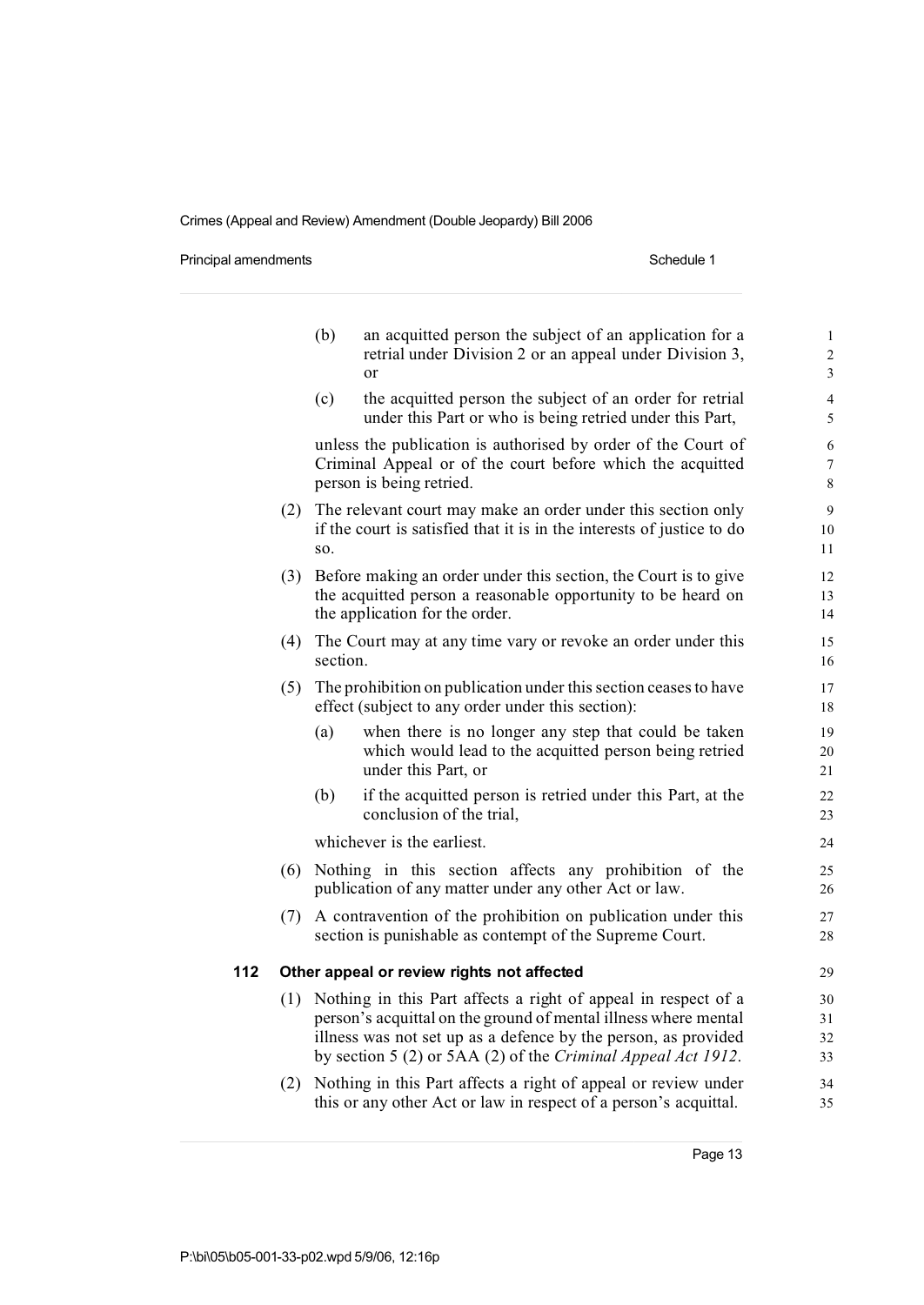(b) an acquitted person the subject of an application for a retrial under Division 2 or an appeal under Division 3, or

(c) the acquitted person the subject of an order for retrial under this Part or who is being retried under this Part,

unless the publication is authorised by order of the Court of Criminal Appeal or of the court before which the acquitted person is being retried.

(2) The relevant court may make an order under this section only if the court is satisfied that it is in the interests of justice to do so.

(3) Before making an order under this section, the Court is to give the acquitted person a reasonable opportunity to be heard on the application for the order.

(4) The Court may at any time vary or revoke an order under this section.

(5) The prohibition on publication under this section ceases to have effect (subject to any order under this section):

(a) when there is no longer any step that could be taken which would lead to the acquitted person being retried under this Part, or

(b) if the acquitted person is retried under this Part, at the conclusion of the trial,

whichever is the earliest.

(6) Nothing in this section affects any prohibition of the publication of any matter under any other Act or law.

(7) A contravention of the prohibition on publication under this section is punishable as contempt of the Supreme Court.

### 112 Other appeal or review rights not affected

(1) Nothing in this Part affects a right of appeal in respect of a person's acquittal on the ground of mental illness where mental illness was not set up as a defence by the person, as provided by section 5 (2) or 5AA (2) of the *Criminal Appeal Act 1912*.

(2) Nothing in this Part affects a right of appeal or review under this or any other Act or law in respect of a person's acquittal.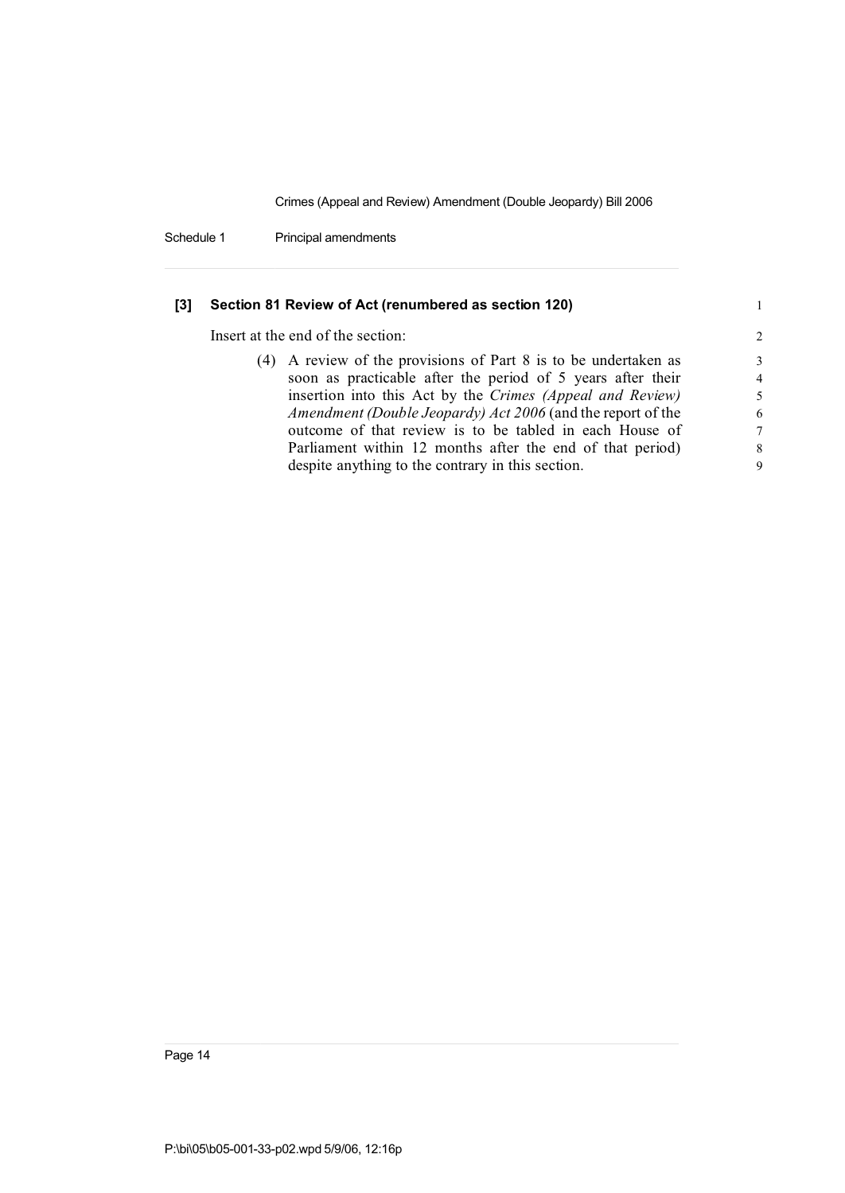**[3] Section 81 Review of Act (renumbered as section 120)**

Insert at the end of the section:

(4) A review of the provisions of Part 8 is to be undertaken as soon as practicable after the period of 5 years after their insertion into this Act by the *Crimes (Appeal and Review) Amendment (Double Jeopardy) Act 2006* (and the report of the outcome of that review is to be tabled in each House of Parliament within 12 months after the end of that period) despite anything to the contrary in this section.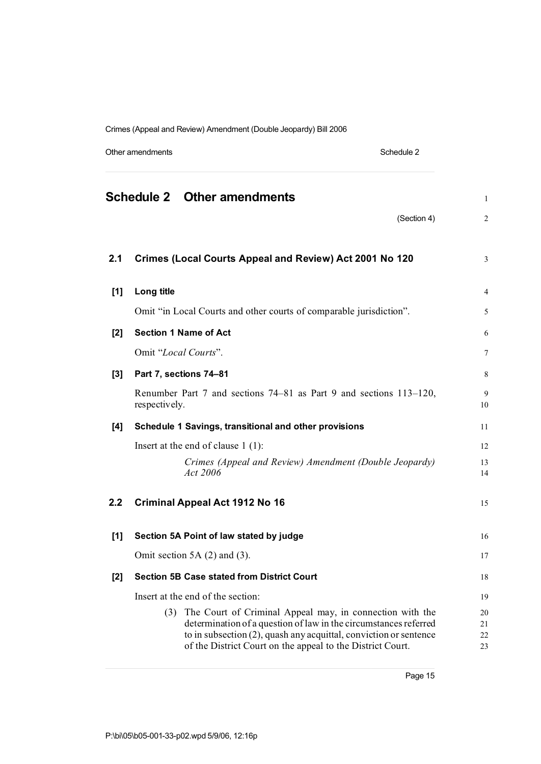# Schedule 2 Other amendments

(Section 4)

## 2.1 Crimes (Local Courts Appeal and Review) Act 2001 No 120

### [1] Long title

Omit "in Local Courts and other courts of comparable jurisdiction".

### [2] Section 1 Name of Act

Omit "*Local Courts*".

### [3] Part 7, sections 74–81

Renumber Part 7 and sections 74–81 as Part 9 and sections 113–120, respectively.

### [4] Schedule 1 Savings, transitional and other provisions

Insert at the end of clause 1 (1):

> *Crimes (Appeal and Review) Amendment (Double Jeopardy) Act 2006*

## 2.2 Criminal Appeal Act 1912 No 16

### [1] Section 5A Point of law stated by judge

Omit section 5A (2) and (3).

### [2] Section 5B Case stated from District Court

Insert at the end of the section:

> (3) The Court of Criminal Appeal may, in connection with the determination of a question of law in the circumstances referred to in subsection (2), quash any acquittal, conviction or sentence of the District Court on the appeal to the District Court.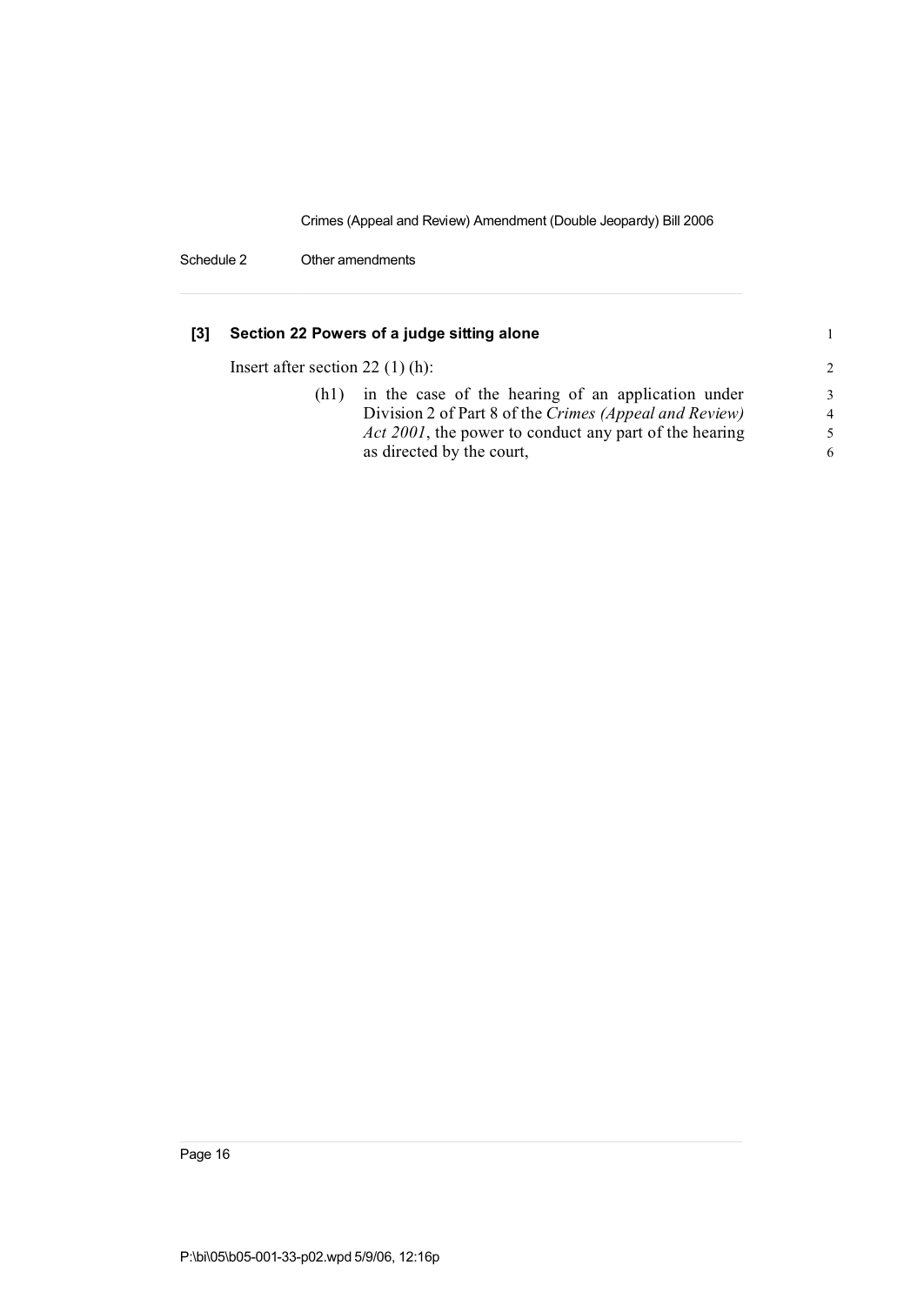### [3] Section 22 Powers of a judge sitting alone

Insert after section 22 (1) (h):

(h1) in the case of the hearing of an application under Division 2 of Part 8 of the *Crimes (Appeal and Review) Act 2001*, the power to conduct any part of the hearing as directed by the court,